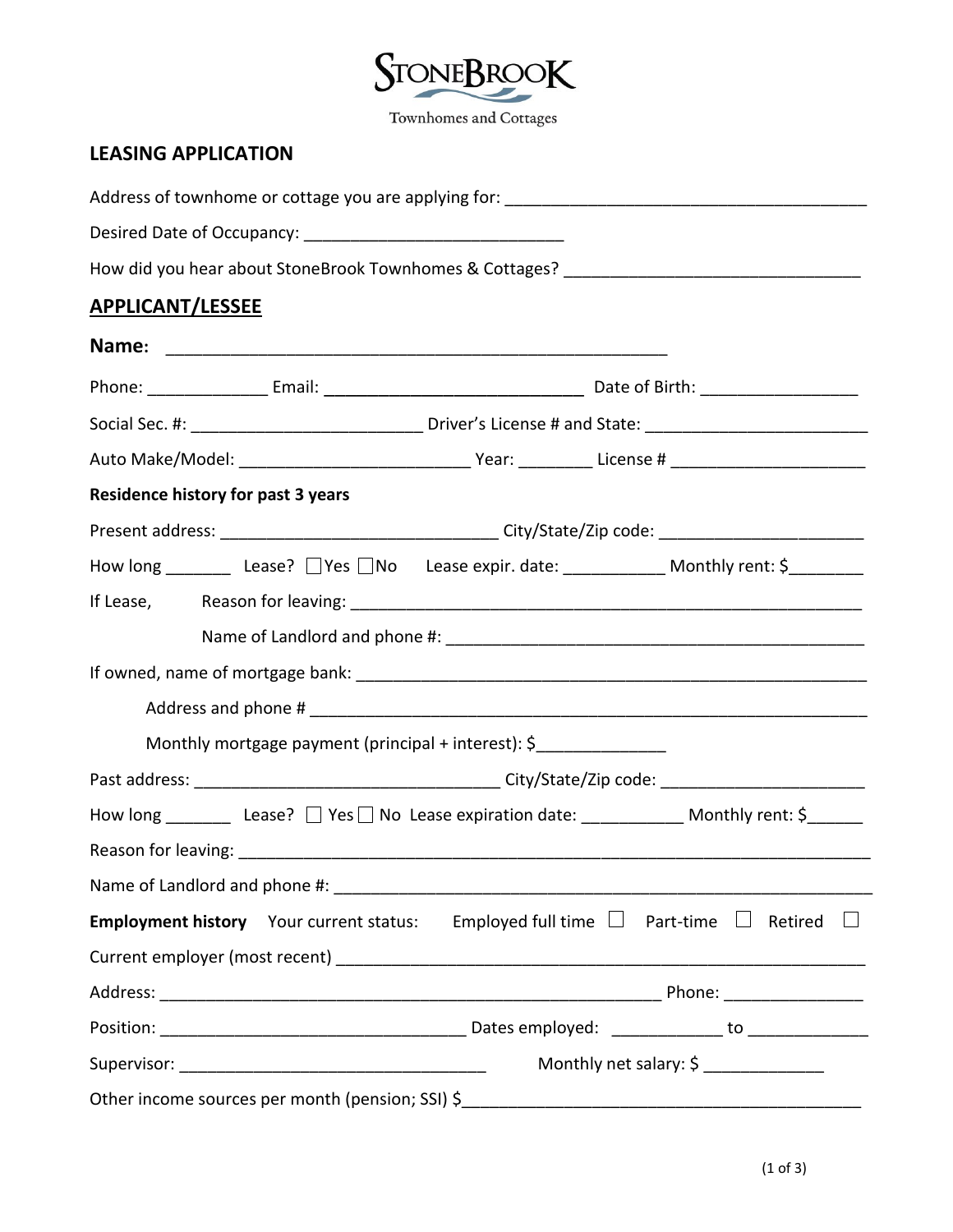# STONEBROOK

Townhomes and Cottages

## LEASING APPLICATION

Address of townhome or cottage you are applying for: ________________________________________

Desired Date of Occupancy: ____________________________

How did you hear about StoneBrook Townhomes & Cottages? ________________________________

## APPLICANT/LESSEE

**Name:** ______________________________________________________

Phone: _____________ Email: ____________________________ Date of Birth: _________________

Social Sec. #: ________________________ Driver's License # and State: _______________________

Auto Make/Model: _________________________ Year: ________ License # _____________________

**Residence history for past 3 years**

Present address: ______________________________ City/State/Zip code: _____________________

How long _______ Lease? ☐Yes ☐No Lease expir. date: ___________ Monthly rent: $________

If Lease, Reason for leaving: _________________________________________________________

Name of Landlord and phone #: ____________________________________________

If owned, name of mortgage bank: ______________________________________________________

Address and phone # ___________________________________________________________

Monthly mortgage payment (principal + interest): $_____________

Past address: _________________________________ City/State/Zip code: _____________________

How long _______ Lease? ☐ Yes ☐ No Lease expiration date: ___________ Monthly rent: $______

Reason for leaving: ____________________________________________________________________

Name of Landlord and phone #: _________________________________________________________

**Employment history** Your current status: Employed full time ☐ Part-time ☐ Retired ☐

Current employer (most recent) _________________________________________________________

Address: _______________________________________________________ Phone: _______________

Position: _________________________________ Dates employed: ____________ to _____________

Supervisor: __________________________________ Monthly net salary: $ _____________

Other income sources per month (pension; SSI) $__________________________________________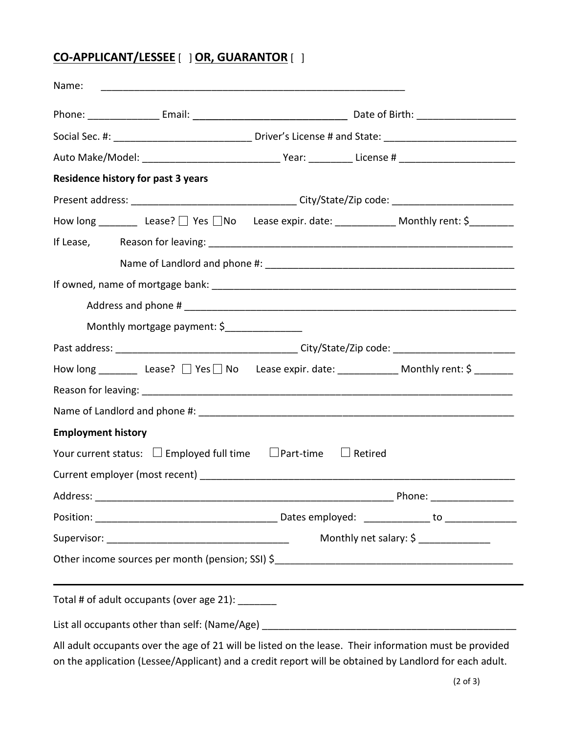## **CO-APPLICANT/LESSEE** [ ] **OR, GUARANTOR** [ ]

Name: ________________________________________________________

Phone: _____________ Email: ___________________________ Date of Birth: _________________

Social Sec. #: ________________________ Driver's License # and State: _______________________

Auto Make/Model: ________________________ Year: ________ License # ____________________

**Residence history for past 3 years**

Present address: _____________________________ City/State/Zip code: _____________________

How long _______ Lease? ☐ Yes ☐No Lease expir. date: ___________ Monthly rent: $________

If Lease, Reason for leaving: _______________________________________________________

Name of Landlord and phone #: ______________________________________________

If owned, name of mortgage bank: _____________________________________________________

Address and phone # _________________________________________________________

Monthly mortgage payment: $______________

Past address: ________________________________ City/State/Zip code: _____________________

How long _______ Lease? ☐ Yes ☐ No Lease expir. date: ___________ Monthly rent: $ _______

Reason for leaving: ____________________________________________________________________

Name of Landlord and phone #: __________________________________________________________

**Employment history**

Your current status: ☐ Employed full time ☐Part-time ☐ Retired

Current employer (most recent) __________________________________________________________

Address: ________________________________________________________ Phone: _______________

Position: _________________________________ Dates employed: ____________ to _____________

Supervisor: _________________________________ Monthly net salary: $ _____________

Other income sources per month (pension; SSI) $_____________________________________________

---

Total # of adult occupants (over age 21): _______

List all occupants other than self: (Name/Age) _______________________________________________

All adult occupants over the age of 21 will be listed on the lease. Their information must be provided on the application (Lessee/Applicant) and a credit report will be obtained by Landlord for each adult.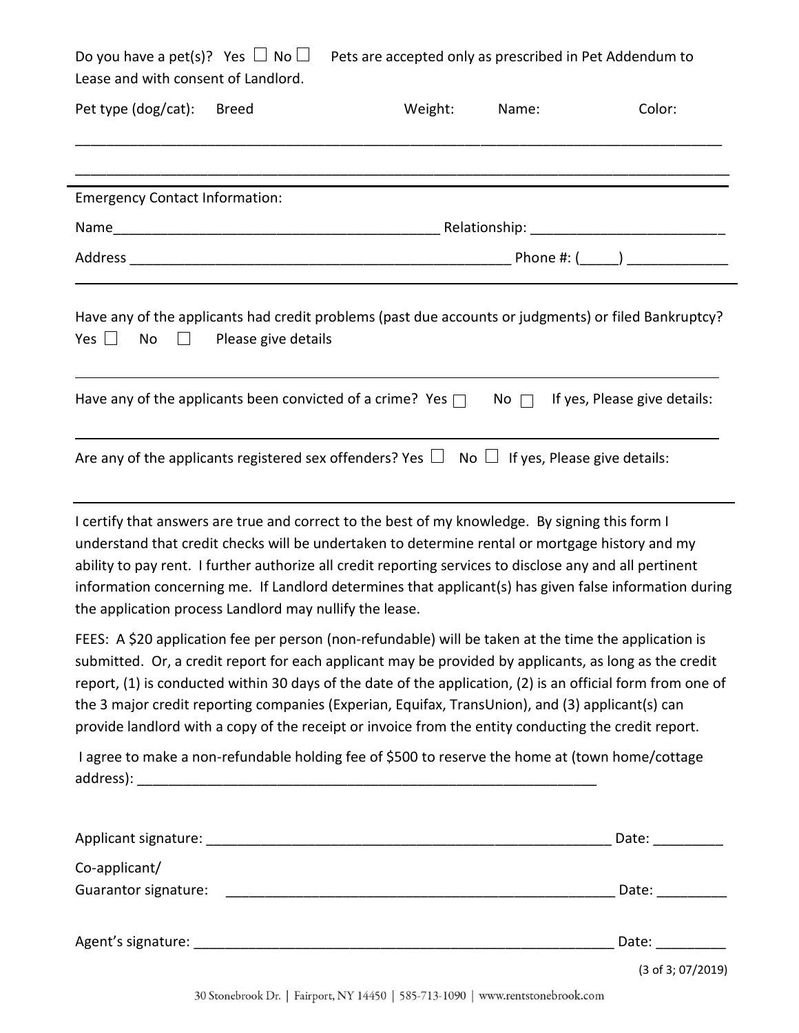Do you have a pet(s)? Yes ☐ No ☐ Pets are accepted only as prescribed in Pet Addendum to Lease and with consent of Landlord.

Pet type (dog/cat): Breed Weight: Name: Color:

_______________________________________________________________________________________

_______________________________________________________________________________________

---

Emergency Contact Information:

Name__________________________________________ Relationship: _________________________

Address __________________________________________________ Phone #: (_____) _____________

---

Have any of the applicants had credit problems (past due accounts or judgments) or filed Bankruptcy? Yes ☐ No ☐ Please give details

---

Have any of the applicants been convicted of a crime? Yes ☐ No ☐ If yes, Please give details:

---

Are any of the applicants registered sex offenders? Yes ☐ No ☐ If yes, Please give details:

---

I certify that answers are true and correct to the best of my knowledge. By signing this form I understand that credit checks will be undertaken to determine rental or mortgage history and my ability to pay rent. I further authorize all credit reporting services to disclose any and all pertinent information concerning me. If Landlord determines that applicant(s) has given false information during the application process Landlord may nullify the lease.

FEES: A $20 application fee per person (non-refundable) will be taken at the time the application is submitted. Or, a credit report for each applicant may be provided by applicants, as long as the credit report, (1) is conducted within 30 days of the date of the application, (2) is an official form from one of the 3 major credit reporting companies (Experian, Equifax, TransUnion), and (3) applicant(s) can provide landlord with a copy of the receipt or invoice from the entity conducting the credit report.

I agree to make a non-refundable holding fee of $500 to reserve the home at (town home/cottage address): _____________________________________________________________

Applicant signature: _____________________________________________________ Date: _________

Co-applicant/
Guarantor signature: ____________________________________________________ Date: _________

Agent's signature: _______________________________________________________ Date: _________

(3 of 3; 07/2019)

30 Stonebrook Dr. | Fairport, NY 14450 | 585-713-1090 | www.rentstonebrook.com